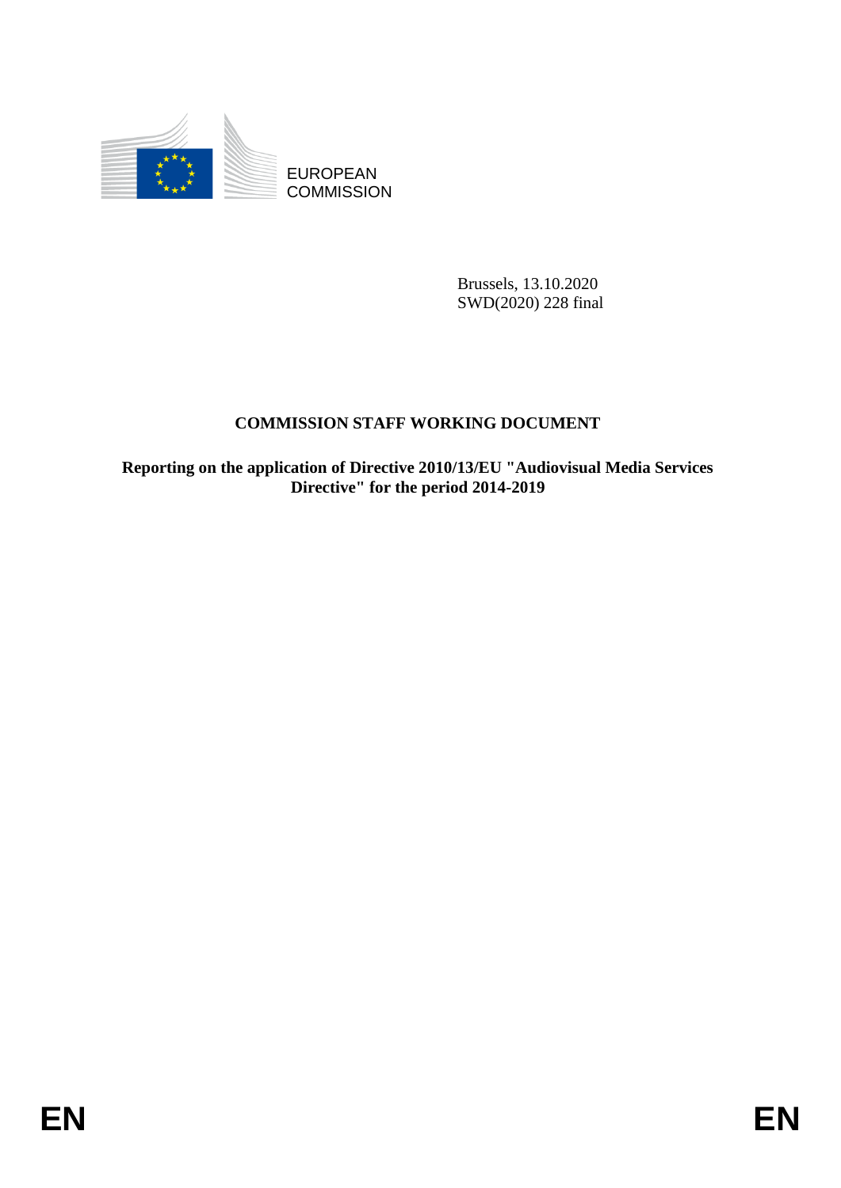EUROPEAN COMMISSION

Brussels, 13.10.2020
SWD(2020) 228 final

# COMMISSION STAFF WORKING DOCUMENT

**Reporting on the application of Directive 2010/13/EU "Audiovisual Media Services Directive" for the period 2014-2019**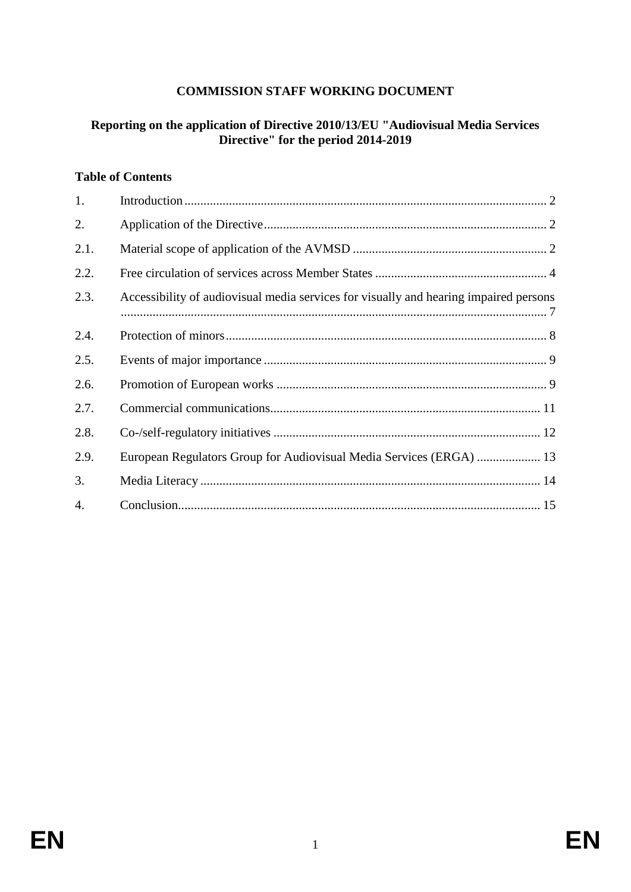**COMMISSION STAFF WORKING DOCUMENT**

**Reporting on the application of Directive 2010/13/EU "Audiovisual Media Services Directive" for the period 2014-2019**

**Table of Contents**

| | | |
|---|---|---|
| 1. | Introduction | 2 |
| 2. | Application of the Directive | 2 |
| 2.1. | Material scope of application of the AVMSD | 2 |
| 2.2. | Free circulation of services across Member States | 4 |
| 2.3. | Accessibility of audiovisual media services for visually and hearing impaired persons | 7 |
| 2.4. | Protection of minors | 8 |
| 2.5. | Events of major importance | 9 |
| 2.6. | Promotion of European works | 9 |
| 2.7. | Commercial communications | 11 |
| 2.8. | Co-/self-regulatory initiatives | 12 |
| 2.9. | European Regulators Group for Audiovisual Media Services (ERGA) | 13 |
| 3. | Media Literacy | 14 |
| 4. | Conclusion | 15 |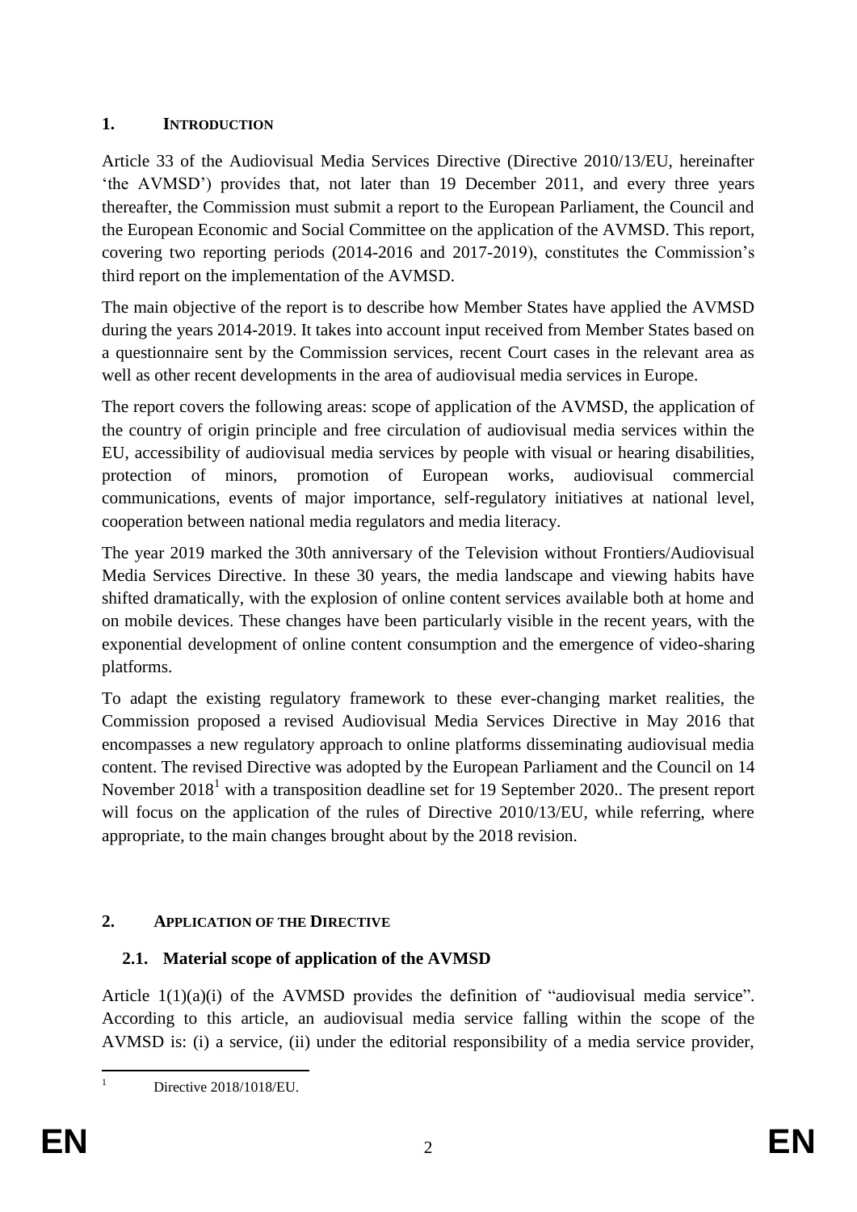## 1. INTRODUCTION

Article 33 of the Audiovisual Media Services Directive (Directive 2010/13/EU, hereinafter 'the AVMSD') provides that, not later than 19 December 2011, and every three years thereafter, the Commission must submit a report to the European Parliament, the Council and the European Economic and Social Committee on the application of the AVMSD. This report, covering two reporting periods (2014-2016 and 2017-2019), constitutes the Commission's third report on the implementation of the AVMSD.

The main objective of the report is to describe how Member States have applied the AVMSD during the years 2014-2019. It takes into account input received from Member States based on a questionnaire sent by the Commission services, recent Court cases in the relevant area as well as other recent developments in the area of audiovisual media services in Europe.

The report covers the following areas: scope of application of the AVMSD, the application of the country of origin principle and free circulation of audiovisual media services within the EU, accessibility of audiovisual media services by people with visual or hearing disabilities, protection of minors, promotion of European works, audiovisual commercial communications, events of major importance, self-regulatory initiatives at national level, cooperation between national media regulators and media literacy.

The year 2019 marked the 30th anniversary of the Television without Frontiers/Audiovisual Media Services Directive. In these 30 years, the media landscape and viewing habits have shifted dramatically, with the explosion of online content services available both at home and on mobile devices. These changes have been particularly visible in the recent years, with the exponential development of online content consumption and the emergence of video-sharing platforms.

To adapt the existing regulatory framework to these ever-changing market realities, the Commission proposed a revised Audiovisual Media Services Directive in May 2016 that encompasses a new regulatory approach to online platforms disseminating audiovisual media content. The revised Directive was adopted by the European Parliament and the Council on 14 November 2018[1] with a transposition deadline set for 19 September 2020.. The present report will focus on the application of the rules of Directive 2010/13/EU, while referring, where appropriate, to the main changes brought about by the 2018 revision.

## 2. APPLICATION OF THE DIRECTIVE

### 2.1. Material scope of application of the AVMSD

Article 1(1)(a)(i) of the AVMSD provides the definition of "audiovisual media service". According to this article, an audiovisual media service falling within the scope of the AVMSD is: (i) a service, (ii) under the editorial responsibility of a media service provider,

[1] Directive 2018/1018/EU.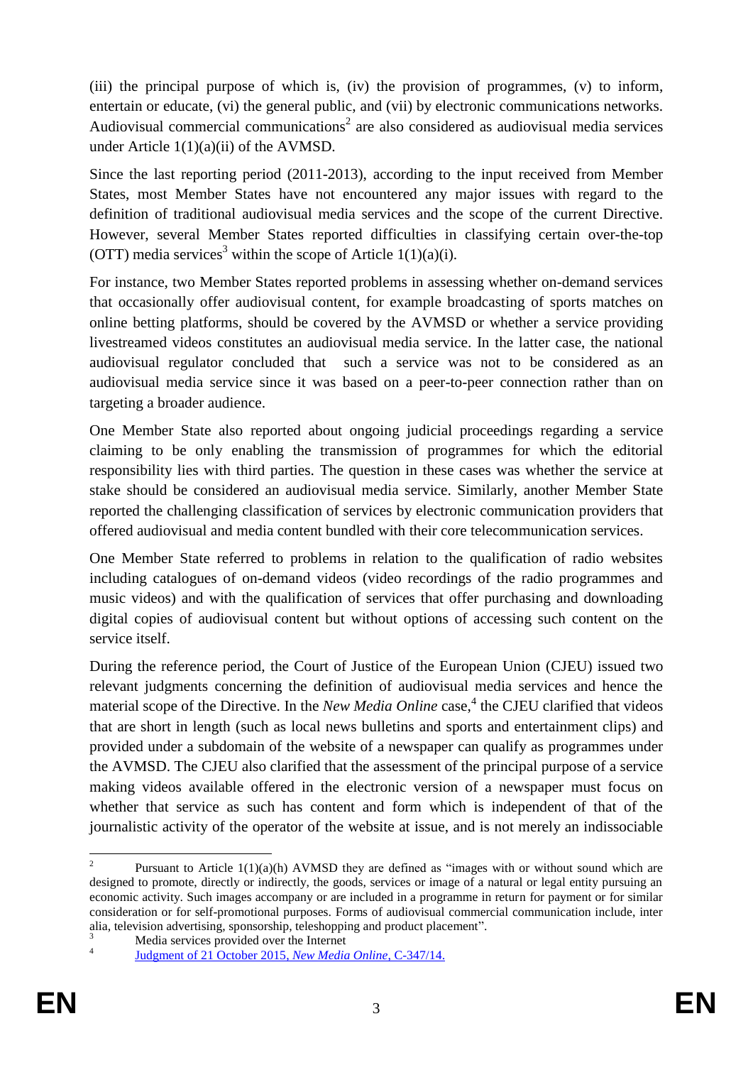(iii) the principal purpose of which is, (iv) the provision of programmes, (v) to inform, entertain or educate, (vi) the general public, and (vii) by electronic communications networks. Audiovisual commercial communications[2] are also considered as audiovisual media services under Article 1(1)(a)(ii) of the AVMSD.

Since the last reporting period (2011-2013), according to the input received from Member States, most Member States have not encountered any major issues with regard to the definition of traditional audiovisual media services and the scope of the current Directive. However, several Member States reported difficulties in classifying certain over-the-top (OTT) media services[3] within the scope of Article 1(1)(a)(i).

For instance, two Member States reported problems in assessing whether on-demand services that occasionally offer audiovisual content, for example broadcasting of sports matches on online betting platforms, should be covered by the AVMSD or whether a service providing livestreamed videos constitutes an audiovisual media service. In the latter case, the national audiovisual regulator concluded that such a service was not to be considered as an audiovisual media service since it was based on a peer-to-peer connection rather than on targeting a broader audience.

One Member State also reported about ongoing judicial proceedings regarding a service claiming to be only enabling the transmission of programmes for which the editorial responsibility lies with third parties. The question in these cases was whether the service at stake should be considered an audiovisual media service. Similarly, another Member State reported the challenging classification of services by electronic communication providers that offered audiovisual and media content bundled with their core telecommunication services.

One Member State referred to problems in relation to the qualification of radio websites including catalogues of on-demand videos (video recordings of the radio programmes and music videos) and with the qualification of services that offer purchasing and downloading digital copies of audiovisual content but without options of accessing such content on the service itself.

During the reference period, the Court of Justice of the European Union (CJEU) issued two relevant judgments concerning the definition of audiovisual media services and hence the material scope of the Directive. In the *New Media Online* case,[4] the CJEU clarified that videos that are short in length (such as local news bulletins and sports and entertainment clips) and provided under a subdomain of the website of a newspaper can qualify as programmes under the AVMSD. The CJEU also clarified that the assessment of the principal purpose of a service making videos available offered in the electronic version of a newspaper must focus on whether that service as such has content and form which is independent of that of the journalistic activity of the operator of the website at issue, and is not merely an indissociable

---

[2] Pursuant to Article 1(1)(a)(h) AVMSD they are defined as "images with or without sound which are designed to promote, directly or indirectly, the goods, services or image of a natural or legal entity pursuing an economic activity. Such images accompany or are included in a programme in return for payment or for similar consideration or for self-promotional purposes. Forms of audiovisual commercial communication include, inter alia, television advertising, sponsorship, teleshopping and product placement".

[3] Media services provided over the Internet

[4] Judgment of 21 October 2015, *New Media Online*, C-347/14.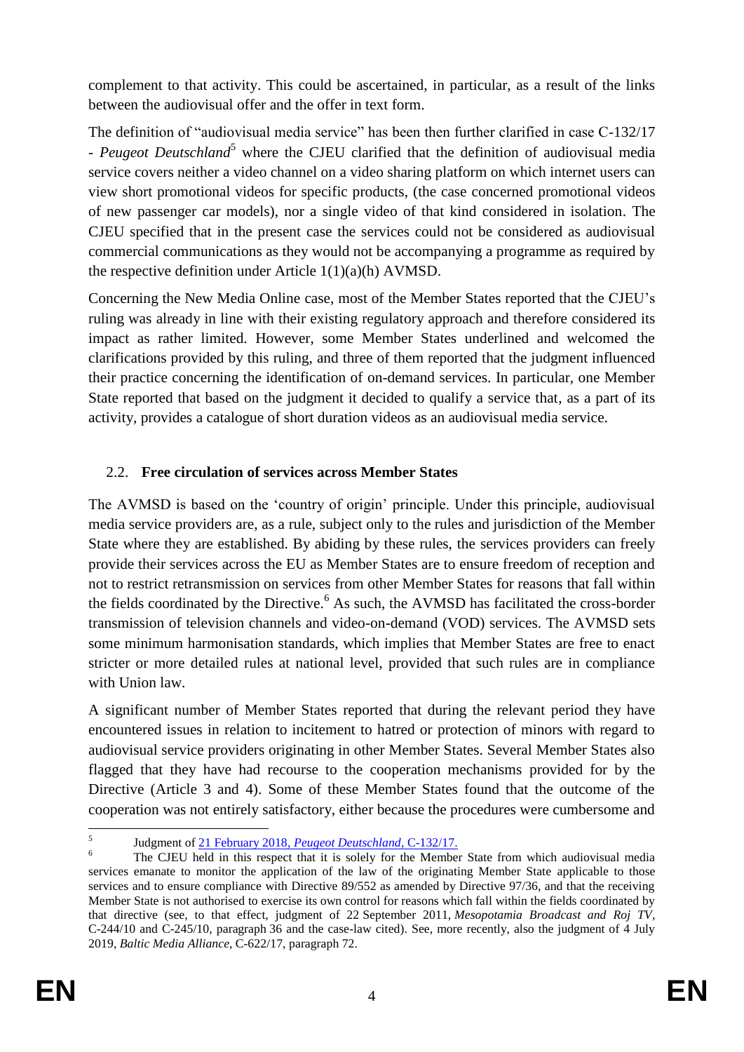complement to that activity. This could be ascertained, in particular, as a result of the links between the audiovisual offer and the offer in text form.

The definition of "audiovisual media service" has been then further clarified in case C-132/17 - *Peugeot Deutschland*[5] where the CJEU clarified that the definition of audiovisual media service covers neither a video channel on a video sharing platform on which internet users can view short promotional videos for specific products, (the case concerned promotional videos of new passenger car models), nor a single video of that kind considered in isolation. The CJEU specified that in the present case the services could not be considered as audiovisual commercial communications as they would not be accompanying a programme as required by the respective definition under Article 1(1)(a)(h) AVMSD.

Concerning the New Media Online case, most of the Member States reported that the CJEU's ruling was already in line with their existing regulatory approach and therefore considered its impact as rather limited. However, some Member States underlined and welcomed the clarifications provided by this ruling, and three of them reported that the judgment influenced their practice concerning the identification of on-demand services. In particular, one Member State reported that based on the judgment it decided to qualify a service that, as a part of its activity, provides a catalogue of short duration videos as an audiovisual media service.

## 2.2. Free circulation of services across Member States

The AVMSD is based on the 'country of origin' principle. Under this principle, audiovisual media service providers are, as a rule, subject only to the rules and jurisdiction of the Member State where they are established. By abiding by these rules, the services providers can freely provide their services across the EU as Member States are to ensure freedom of reception and not to restrict retransmission on services from other Member States for reasons that fall within the fields coordinated by the Directive.[6] As such, the AVMSD has facilitated the cross-border transmission of television channels and video-on-demand (VOD) services. The AVMSD sets some minimum harmonisation standards, which implies that Member States are free to enact stricter or more detailed rules at national level, provided that such rules are in compliance with Union law.

A significant number of Member States reported that during the relevant period they have encountered issues in relation to incitement to hatred or protection of minors with regard to audiovisual service providers originating in other Member States. Several Member States also flagged that they have had recourse to the cooperation mechanisms provided for by the Directive (Article 3 and 4). Some of these Member States found that the outcome of the cooperation was not entirely satisfactory, either because the procedures were cumbersome and

---

[5] Judgment of 21 February 2018, *Peugeot Deutschland*, C-132/17.

[6] The CJEU held in this respect that it is solely for the Member State from which audiovisual media services emanate to monitor the application of the law of the originating Member State applicable to those services and to ensure compliance with Directive 89/552 as amended by Directive 97/36, and that the receiving Member State is not authorised to exercise its own control for reasons which fall within the fields coordinated by that directive (see, to that effect, judgment of 22 September 2011, *Mesopotamia Broadcast and Roj TV*, C-244/10 and C-245/10, paragraph 36 and the case-law cited). See, more recently, also the judgment of 4 July 2019, *Baltic Media Alliance*, C-622/17, paragraph 72.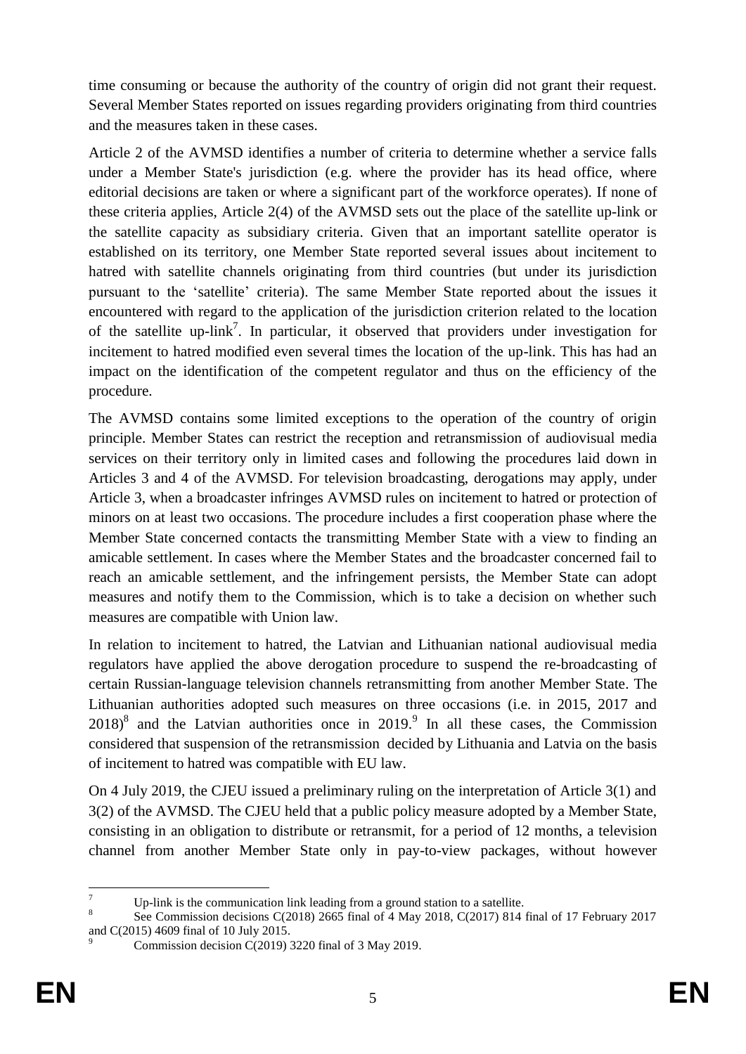time consuming or because the authority of the country of origin did not grant their request. Several Member States reported on issues regarding providers originating from third countries and the measures taken in these cases.

Article 2 of the AVMSD identifies a number of criteria to determine whether a service falls under a Member State's jurisdiction (e.g. where the provider has its head office, where editorial decisions are taken or where a significant part of the workforce operates). If none of these criteria applies, Article 2(4) of the AVMSD sets out the place of the satellite up-link or the satellite capacity as subsidiary criteria. Given that an important satellite operator is established on its territory, one Member State reported several issues about incitement to hatred with satellite channels originating from third countries (but under its jurisdiction pursuant to the 'satellite' criteria). The same Member State reported about the issues it encountered with regard to the application of the jurisdiction criterion related to the location of the satellite up-link[7]. In particular, it observed that providers under investigation for incitement to hatred modified even several times the location of the up-link. This has had an impact on the identification of the competent regulator and thus on the efficiency of the procedure.

The AVMSD contains some limited exceptions to the operation of the country of origin principle. Member States can restrict the reception and retransmission of audiovisual media services on their territory only in limited cases and following the procedures laid down in Articles 3 and 4 of the AVMSD. For television broadcasting, derogations may apply, under Article 3, when a broadcaster infringes AVMSD rules on incitement to hatred or protection of minors on at least two occasions. The procedure includes a first cooperation phase where the Member State concerned contacts the transmitting Member State with a view to finding an amicable settlement. In cases where the Member States and the broadcaster concerned fail to reach an amicable settlement, and the infringement persists, the Member State can adopt measures and notify them to the Commission, which is to take a decision on whether such measures are compatible with Union law.

In relation to incitement to hatred, the Latvian and Lithuanian national audiovisual media regulators have applied the above derogation procedure to suspend the re-broadcasting of certain Russian-language television channels retransmitting from another Member State. The Lithuanian authorities adopted such measures on three occasions (i.e. in 2015, 2017 and 2018)[8] and the Latvian authorities once in 2019.[9] In all these cases, the Commission considered that suspension of the retransmission decided by Lithuania and Latvia on the basis of incitement to hatred was compatible with EU law.

On 4 July 2019, the CJEU issued a preliminary ruling on the interpretation of Article 3(1) and 3(2) of the AVMSD. The CJEU held that a public policy measure adopted by a Member State, consisting in an obligation to distribute or retransmit, for a period of 12 months, a television channel from another Member State only in pay-to-view packages, without however

---

[7] Up-link is the communication link leading from a ground station to a satellite.

[8] See Commission decisions C(2018) 2665 final of 4 May 2018, C(2017) 814 final of 17 February 2017 and C(2015) 4609 final of 10 July 2015.

[9] Commission decision C(2019) 3220 final of 3 May 2019.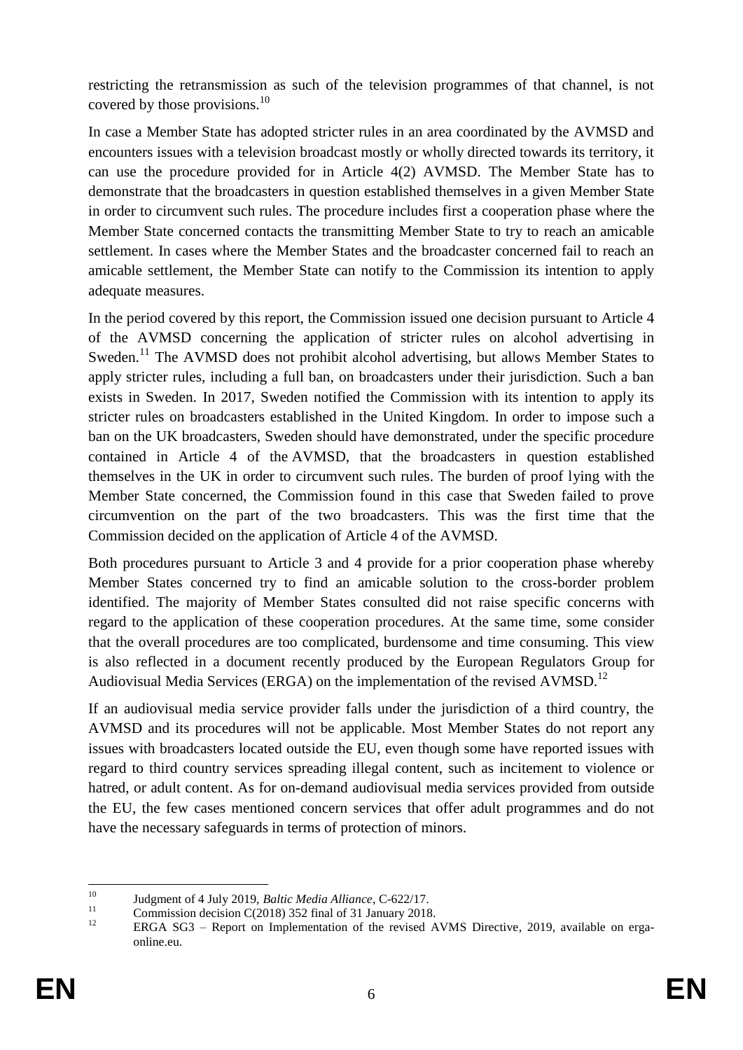restricting the retransmission as such of the television programmes of that channel, is not covered by those provisions.[10]

In case a Member State has adopted stricter rules in an area coordinated by the AVMSD and encounters issues with a television broadcast mostly or wholly directed towards its territory, it can use the procedure provided for in Article 4(2) AVMSD. The Member State has to demonstrate that the broadcasters in question established themselves in a given Member State in order to circumvent such rules. The procedure includes first a cooperation phase where the Member State concerned contacts the transmitting Member State to try to reach an amicable settlement. In cases where the Member States and the broadcaster concerned fail to reach an amicable settlement, the Member State can notify to the Commission its intention to apply adequate measures.

In the period covered by this report, the Commission issued one decision pursuant to Article 4 of the AVMSD concerning the application of stricter rules on alcohol advertising in Sweden.[11] The AVMSD does not prohibit alcohol advertising, but allows Member States to apply stricter rules, including a full ban, on broadcasters under their jurisdiction. Such a ban exists in Sweden. In 2017, Sweden notified the Commission with its intention to apply its stricter rules on broadcasters established in the United Kingdom. In order to impose such a ban on the UK broadcasters, Sweden should have demonstrated, under the specific procedure contained in Article 4 of the AVMSD, that the broadcasters in question established themselves in the UK in order to circumvent such rules. The burden of proof lying with the Member State concerned, the Commission found in this case that Sweden failed to prove circumvention on the part of the two broadcasters. This was the first time that the Commission decided on the application of Article 4 of the AVMSD.

Both procedures pursuant to Article 3 and 4 provide for a prior cooperation phase whereby Member States concerned try to find an amicable solution to the cross-border problem identified. The majority of Member States consulted did not raise specific concerns with regard to the application of these cooperation procedures. At the same time, some consider that the overall procedures are too complicated, burdensome and time consuming. This view is also reflected in a document recently produced by the European Regulators Group for Audiovisual Media Services (ERGA) on the implementation of the revised AVMSD.[12]

If an audiovisual media service provider falls under the jurisdiction of a third country, the AVMSD and its procedures will not be applicable. Most Member States do not report any issues with broadcasters located outside the EU, even though some have reported issues with regard to third country services spreading illegal content, such as incitement to violence or hatred, or adult content. As for on-demand audiovisual media services provided from outside the EU, the few cases mentioned concern services that offer adult programmes and do not have the necessary safeguards in terms of protection of minors.

---

[10] Judgment of 4 July 2019, *Baltic Media Alliance*, C-622/17.

[11] Commission decision C(2018) 352 final of 31 January 2018.

[12] ERGA SG3 – Report on Implementation of the revised AVMS Directive, 2019, available on erga-online.eu.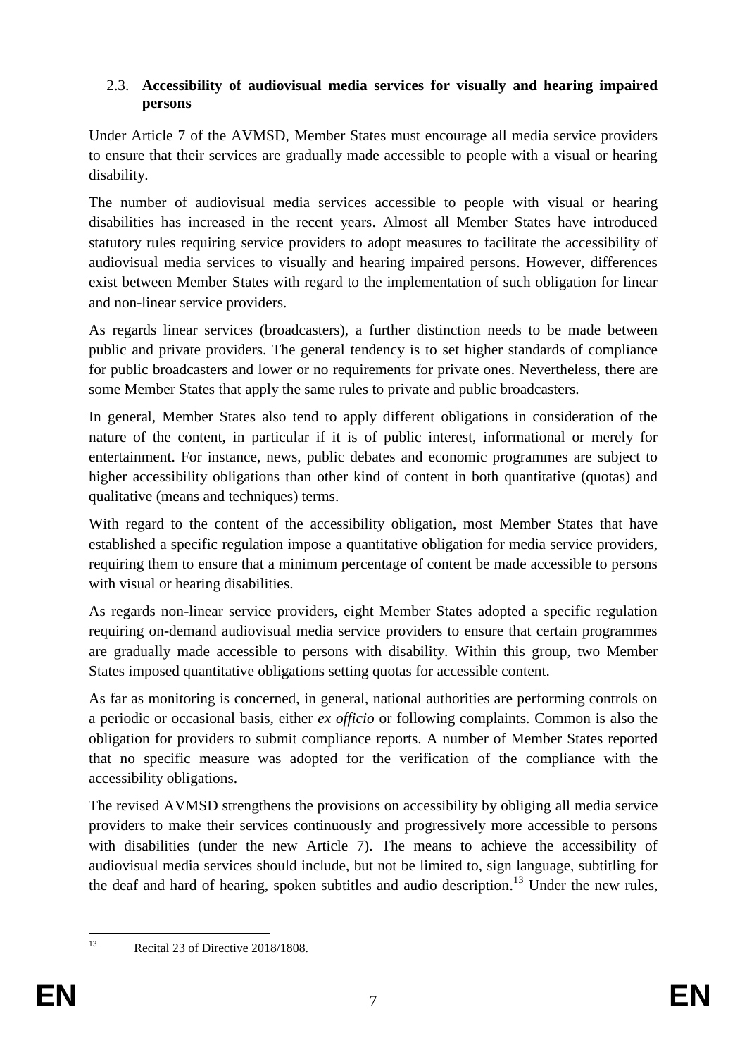### 2.3. **Accessibility of audiovisual media services for visually and hearing impaired persons**

Under Article 7 of the AVMSD, Member States must encourage all media service providers to ensure that their services are gradually made accessible to people with a visual or hearing disability.

The number of audiovisual media services accessible to people with visual or hearing disabilities has increased in the recent years. Almost all Member States have introduced statutory rules requiring service providers to adopt measures to facilitate the accessibility of audiovisual media services to visually and hearing impaired persons. However, differences exist between Member States with regard to the implementation of such obligation for linear and non-linear service providers.

As regards linear services (broadcasters), a further distinction needs to be made between public and private providers. The general tendency is to set higher standards of compliance for public broadcasters and lower or no requirements for private ones. Nevertheless, there are some Member States that apply the same rules to private and public broadcasters.

In general, Member States also tend to apply different obligations in consideration of the nature of the content, in particular if it is of public interest, informational or merely for entertainment. For instance, news, public debates and economic programmes are subject to higher accessibility obligations than other kind of content in both quantitative (quotas) and qualitative (means and techniques) terms.

With regard to the content of the accessibility obligation, most Member States that have established a specific regulation impose a quantitative obligation for media service providers, requiring them to ensure that a minimum percentage of content be made accessible to persons with visual or hearing disabilities.

As regards non-linear service providers, eight Member States adopted a specific regulation requiring on-demand audiovisual media service providers to ensure that certain programmes are gradually made accessible to persons with disability. Within this group, two Member States imposed quantitative obligations setting quotas for accessible content.

As far as monitoring is concerned, in general, national authorities are performing controls on a periodic or occasional basis, either *ex officio* or following complaints. Common is also the obligation for providers to submit compliance reports. A number of Member States reported that no specific measure was adopted for the verification of the compliance with the accessibility obligations.

The revised AVMSD strengthens the provisions on accessibility by obliging all media service providers to make their services continuously and progressively more accessible to persons with disabilities (under the new Article 7). The means to achieve the accessibility of audiovisual media services should include, but not be limited to, sign language, subtitling for the deaf and hard of hearing, spoken subtitles and audio description.[13] Under the new rules,

[13] Recital 23 of Directive 2018/1808.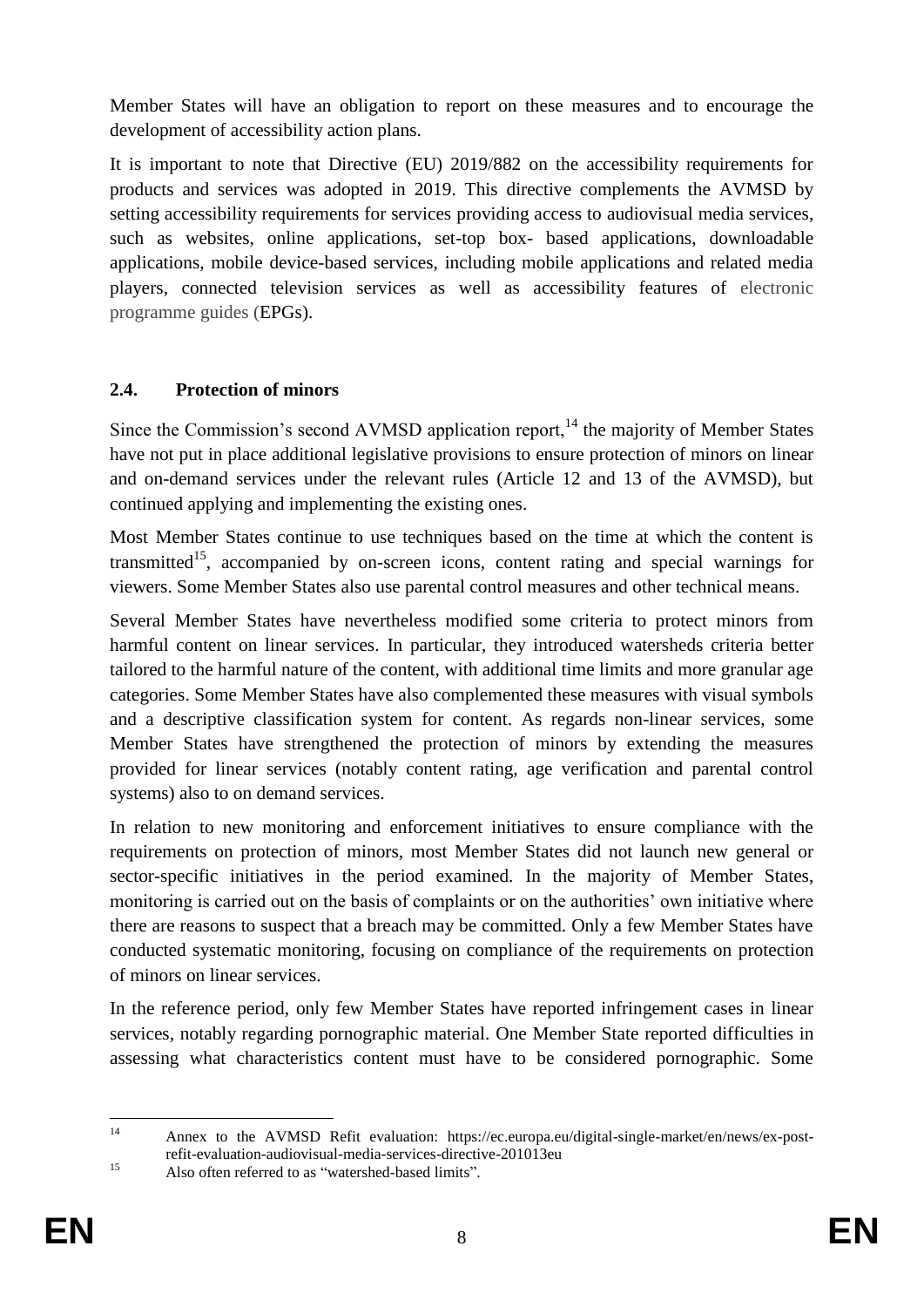Member States will have an obligation to report on these measures and to encourage the development of accessibility action plans.

It is important to note that Directive (EU) 2019/882 on the accessibility requirements for products and services was adopted in 2019. This directive complements the AVMSD by setting accessibility requirements for services providing access to audiovisual media services, such as websites, online applications, set-top box- based applications, downloadable applications, mobile device-based services, including mobile applications and related media players, connected television services as well as accessibility features of electronic programme guides (EPGs).

## 2.4. Protection of minors

Since the Commission's second AVMSD application report,[14] the majority of Member States have not put in place additional legislative provisions to ensure protection of minors on linear and on-demand services under the relevant rules (Article 12 and 13 of the AVMSD), but continued applying and implementing the existing ones.

Most Member States continue to use techniques based on the time at which the content is transmitted[15], accompanied by on-screen icons, content rating and special warnings for viewers. Some Member States also use parental control measures and other technical means.

Several Member States have nevertheless modified some criteria to protect minors from harmful content on linear services. In particular, they introduced watersheds criteria better tailored to the harmful nature of the content, with additional time limits and more granular age categories. Some Member States have also complemented these measures with visual symbols and a descriptive classification system for content. As regards non-linear services, some Member States have strengthened the protection of minors by extending the measures provided for linear services (notably content rating, age verification and parental control systems) also to on demand services.

In relation to new monitoring and enforcement initiatives to ensure compliance with the requirements on protection of minors, most Member States did not launch new general or sector-specific initiatives in the period examined. In the majority of Member States, monitoring is carried out on the basis of complaints or on the authorities' own initiative where there are reasons to suspect that a breach may be committed. Only a few Member States have conducted systematic monitoring, focusing on compliance of the requirements on protection of minors on linear services.

In the reference period, only few Member States have reported infringement cases in linear services, notably regarding pornographic material. One Member State reported difficulties in assessing what characteristics content must have to be considered pornographic. Some

---

[14] Annex to the AVMSD Refit evaluation: https://ec.europa.eu/digital-single-market/en/news/ex-post-refit-evaluation-audiovisual-media-services-directive-201013eu

[15] Also often referred to as "watershed-based limits".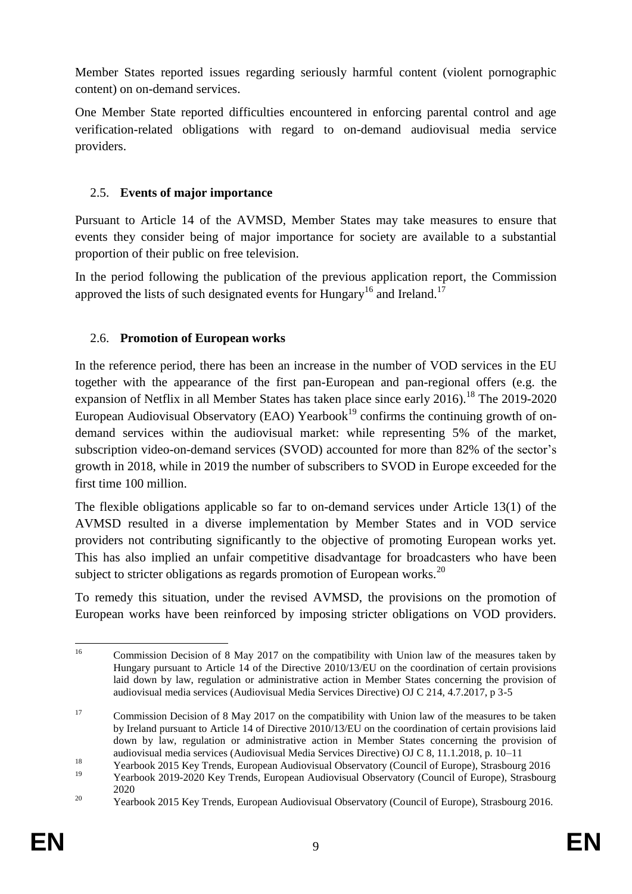Member States reported issues regarding seriously harmful content (violent pornographic content) on on-demand services.

One Member State reported difficulties encountered in enforcing parental control and age verification-related obligations with regard to on-demand audiovisual media service providers.

### 2.5. **Events of major importance**

Pursuant to Article 14 of the AVMSD, Member States may take measures to ensure that events they consider being of major importance for society are available to a substantial proportion of their public on free television.

In the period following the publication of the previous application report, the Commission approved the lists of such designated events for Hungary[16] and Ireland.[17]

### 2.6. **Promotion of European works**

In the reference period, there has been an increase in the number of VOD services in the EU together with the appearance of the first pan-European and pan-regional offers (e.g. the expansion of Netflix in all Member States has taken place since early 2016).[18] The 2019-2020 European Audiovisual Observatory (EAO) Yearbook[19] confirms the continuing growth of on-demand services within the audiovisual market: while representing 5% of the market, subscription video-on-demand services (SVOD) accounted for more than 82% of the sector's growth in 2018, while in 2019 the number of subscribers to SVOD in Europe exceeded for the first time 100 million.

The flexible obligations applicable so far to on-demand services under Article 13(1) of the AVMSD resulted in a diverse implementation by Member States and in VOD service providers not contributing significantly to the objective of promoting European works yet. This has also implied an unfair competitive disadvantage for broadcasters who have been subject to stricter obligations as regards promotion of European works.[20]

To remedy this situation, under the revised AVMSD, the provisions on the promotion of European works have been reinforced by imposing stricter obligations on VOD providers.

---

[16] Commission Decision of 8 May 2017 on the compatibility with Union law of the measures taken by Hungary pursuant to Article 14 of the Directive 2010/13/EU on the coordination of certain provisions laid down by law, regulation or administrative action in Member States concerning the provision of audiovisual media services (Audiovisual Media Services Directive) OJ C 214, 4.7.2017, p 3-5

[17] Commission Decision of 8 May 2017 on the compatibility with Union law of the measures to be taken by Ireland pursuant to Article 14 of Directive 2010/13/EU on the coordination of certain provisions laid down by law, regulation or administrative action in Member States concerning the provision of audiovisual media services (Audiovisual Media Services Directive) OJ C 8, 11.1.2018, p. 10–11

[18] Yearbook 2015 Key Trends, European Audiovisual Observatory (Council of Europe), Strasbourg 2016

[19] Yearbook 2019-2020 Key Trends, European Audiovisual Observatory (Council of Europe), Strasbourg 2020

[20] Yearbook 2015 Key Trends, European Audiovisual Observatory (Council of Europe), Strasbourg 2016.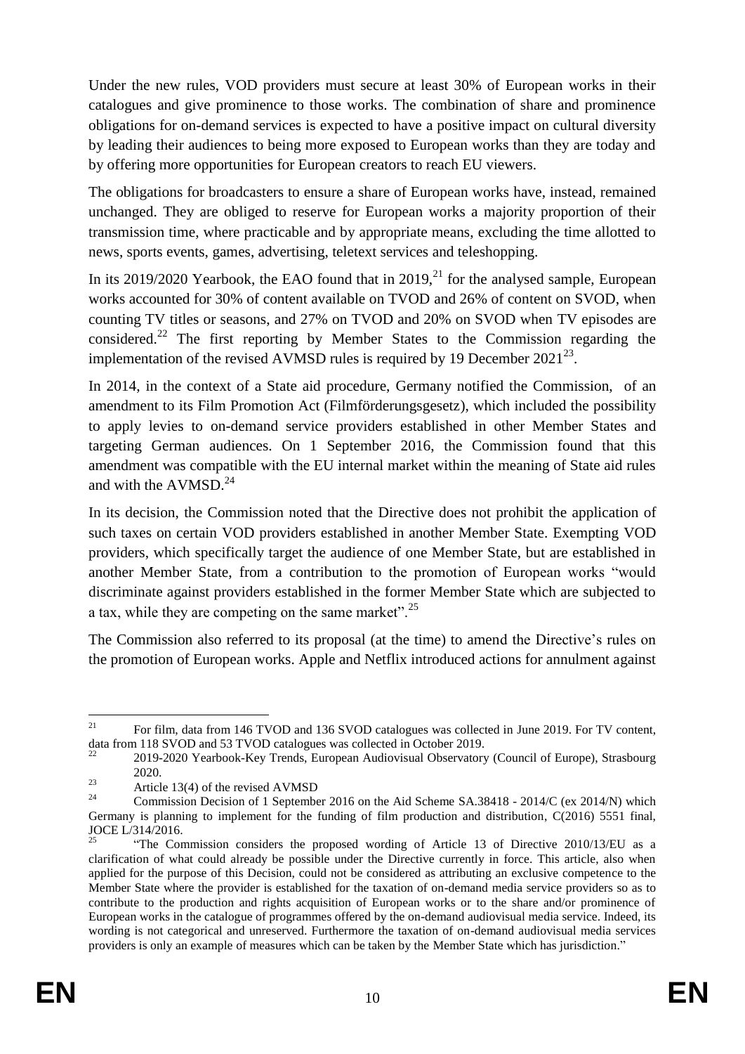Under the new rules, VOD providers must secure at least 30% of European works in their catalogues and give prominence to those works. The combination of share and prominence obligations for on-demand services is expected to have a positive impact on cultural diversity by leading their audiences to being more exposed to European works than they are today and by offering more opportunities for European creators to reach EU viewers.

The obligations for broadcasters to ensure a share of European works have, instead, remained unchanged. They are obliged to reserve for European works a majority proportion of their transmission time, where practicable and by appropriate means, excluding the time allotted to news, sports events, games, advertising, teletext services and teleshopping.

In its 2019/2020 Yearbook, the EAO found that in 2019,[21] for the analysed sample, European works accounted for 30% of content available on TVOD and 26% of content on SVOD, when counting TV titles or seasons, and 27% on TVOD and 20% on SVOD when TV episodes are considered.[22] The first reporting by Member States to the Commission regarding the implementation of the revised AVMSD rules is required by 19 December 2021[23].

In 2014, in the context of a State aid procedure, Germany notified the Commission, of an amendment to its Film Promotion Act (Filmförderungsgesetz), which included the possibility to apply levies to on-demand service providers established in other Member States and targeting German audiences. On 1 September 2016, the Commission found that this amendment was compatible with the EU internal market within the meaning of State aid rules and with the AVMSD.[24]

In its decision, the Commission noted that the Directive does not prohibit the application of such taxes on certain VOD providers established in another Member State. Exempting VOD providers, which specifically target the audience of one Member State, but are established in another Member State, from a contribution to the promotion of European works "would discriminate against providers established in the former Member State which are subjected to a tax, while they are competing on the same market".[25]

The Commission also referred to its proposal (at the time) to amend the Directive's rules on the promotion of European works. Apple and Netflix introduced actions for annulment against

---

[21] For film, data from 146 TVOD and 136 SVOD catalogues was collected in June 2019. For TV content, data from 118 SVOD and 53 TVOD catalogues was collected in October 2019.

[22] 2019-2020 Yearbook-Key Trends, European Audiovisual Observatory (Council of Europe), Strasbourg 2020.

[23] Article 13(4) of the revised AVMSD

[24] Commission Decision of 1 September 2016 on the Aid Scheme SA.38418 - 2014/C (ex 2014/N) which Germany is planning to implement for the funding of film production and distribution, C(2016) 5551 final, JOCE L/314/2016.

[25] "The Commission considers the proposed wording of Article 13 of Directive 2010/13/EU as a clarification of what could already be possible under the Directive currently in force. This article, also when applied for the purpose of this Decision, could not be considered as attributing an exclusive competence to the Member State where the provider is established for the taxation of on-demand media service providers so as to contribute to the production and rights acquisition of European works or to the share and/or prominence of European works in the catalogue of programmes offered by the on-demand audiovisual media service. Indeed, its wording is not categorical and unreserved. Furthermore the taxation of on-demand audiovisual media services providers is only an example of measures which can be taken by the Member State which has jurisdiction."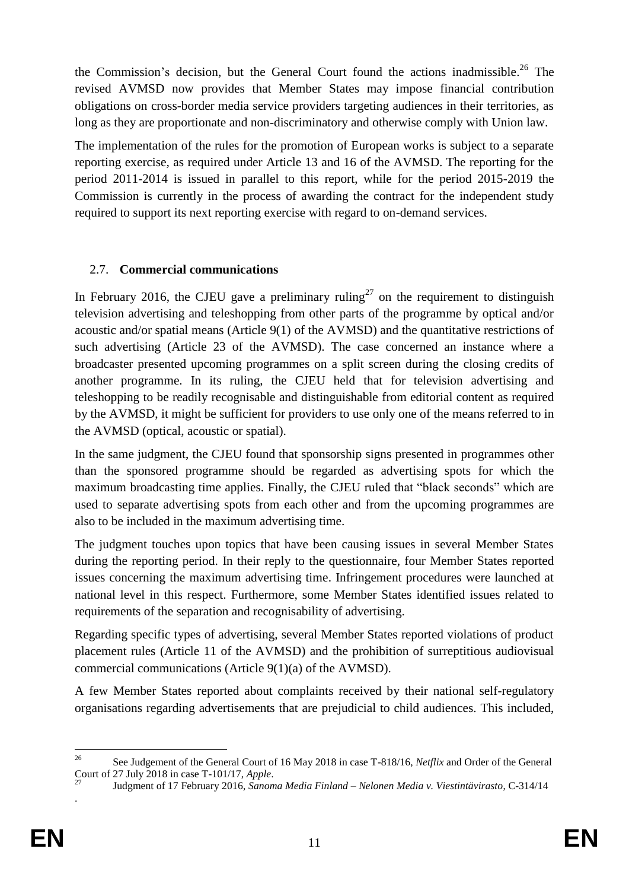the Commission's decision, but the General Court found the actions inadmissible.[26] The revised AVMSD now provides that Member States may impose financial contribution obligations on cross-border media service providers targeting audiences in their territories, as long as they are proportionate and non-discriminatory and otherwise comply with Union law.

The implementation of the rules for the promotion of European works is subject to a separate reporting exercise, as required under Article 13 and 16 of the AVMSD. The reporting for the period 2011-2014 is issued in parallel to this report, while for the period 2015-2019 the Commission is currently in the process of awarding the contract for the independent study required to support its next reporting exercise with regard to on-demand services.

### 2.7. **Commercial communications**

In February 2016, the CJEU gave a preliminary ruling[27] on the requirement to distinguish television advertising and teleshopping from other parts of the programme by optical and/or acoustic and/or spatial means (Article 9(1) of the AVMSD) and the quantitative restrictions of such advertising (Article 23 of the AVMSD). The case concerned an instance where a broadcaster presented upcoming programmes on a split screen during the closing credits of another programme. In its ruling, the CJEU held that for television advertising and teleshopping to be readily recognisable and distinguishable from editorial content as required by the AVMSD, it might be sufficient for providers to use only one of the means referred to in the AVMSD (optical, acoustic or spatial).

In the same judgment, the CJEU found that sponsorship signs presented in programmes other than the sponsored programme should be regarded as advertising spots for which the maximum broadcasting time applies. Finally, the CJEU ruled that "black seconds" which are used to separate advertising spots from each other and from the upcoming programmes are also to be included in the maximum advertising time.

The judgment touches upon topics that have been causing issues in several Member States during the reporting period. In their reply to the questionnaire, four Member States reported issues concerning the maximum advertising time. Infringement procedures were launched at national level in this respect. Furthermore, some Member States identified issues related to requirements of the separation and recognisability of advertising.

Regarding specific types of advertising, several Member States reported violations of product placement rules (Article 11 of the AVMSD) and the prohibition of surreptitious audiovisual commercial communications (Article 9(1)(a) of the AVMSD).

A few Member States reported about complaints received by their national self-regulatory organisations regarding advertisements that are prejudicial to child audiences. This included,

---

[26] See Judgement of the General Court of 16 May 2018 in case T-818/16, *Netflix* and Order of the General Court of 27 July 2018 in case T-101/17, *Apple*.

[27] Judgment of 17 February 2016, *Sanoma Media Finland – Nelonen Media v. Viestintävirasto*, C-314/14.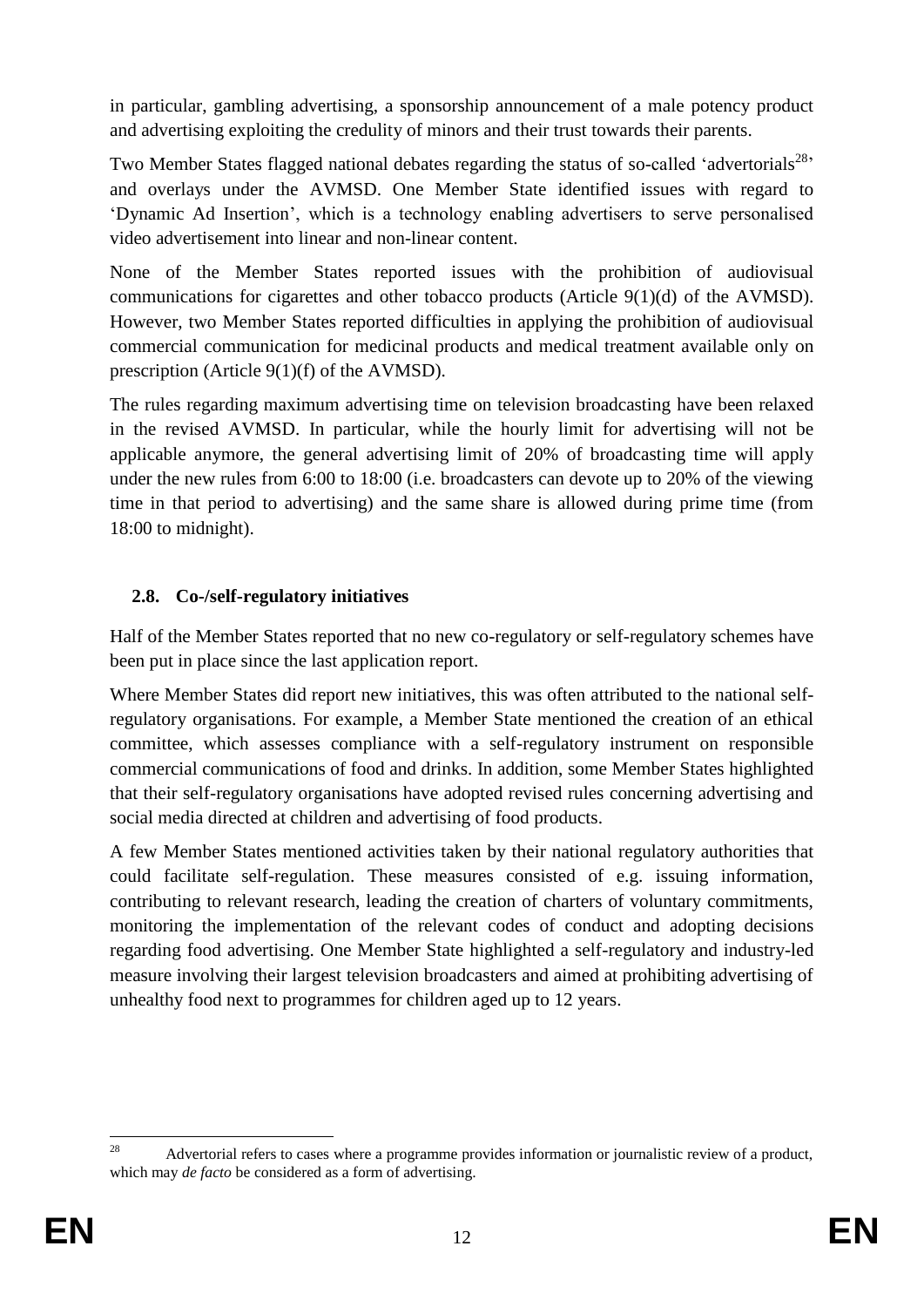in particular, gambling advertising, a sponsorship announcement of a male potency product and advertising exploiting the credulity of minors and their trust towards their parents.

Two Member States flagged national debates regarding the status of so-called 'advertorials[28]' and overlays under the AVMSD. One Member State identified issues with regard to 'Dynamic Ad Insertion', which is a technology enabling advertisers to serve personalised video advertisement into linear and non-linear content.

None of the Member States reported issues with the prohibition of audiovisual communications for cigarettes and other tobacco products (Article 9(1)(d) of the AVMSD). However, two Member States reported difficulties in applying the prohibition of audiovisual commercial communication for medicinal products and medical treatment available only on prescription (Article 9(1)(f) of the AVMSD).

The rules regarding maximum advertising time on television broadcasting have been relaxed in the revised AVMSD. In particular, while the hourly limit for advertising will not be applicable anymore, the general advertising limit of 20% of broadcasting time will apply under the new rules from 6:00 to 18:00 (i.e. broadcasters can devote up to 20% of the viewing time in that period to advertising) and the same share is allowed during prime time (from 18:00 to midnight).

### 2.8. Co-/self-regulatory initiatives

Half of the Member States reported that no new co-regulatory or self-regulatory schemes have been put in place since the last application report.

Where Member States did report new initiatives, this was often attributed to the national self-regulatory organisations. For example, a Member State mentioned the creation of an ethical committee, which assesses compliance with a self-regulatory instrument on responsible commercial communications of food and drinks. In addition, some Member States highlighted that their self-regulatory organisations have adopted revised rules concerning advertising and social media directed at children and advertising of food products.

A few Member States mentioned activities taken by their national regulatory authorities that could facilitate self-regulation. These measures consisted of e.g. issuing information, contributing to relevant research, leading the creation of charters of voluntary commitments, monitoring the implementation of the relevant codes of conduct and adopting decisions regarding food advertising. One Member State highlighted a self-regulatory and industry-led measure involving their largest television broadcasters and aimed at prohibiting advertising of unhealthy food next to programmes for children aged up to 12 years.

---

[28] Advertorial refers to cases where a programme provides information or journalistic review of a product, which may *de facto* be considered as a form of advertising.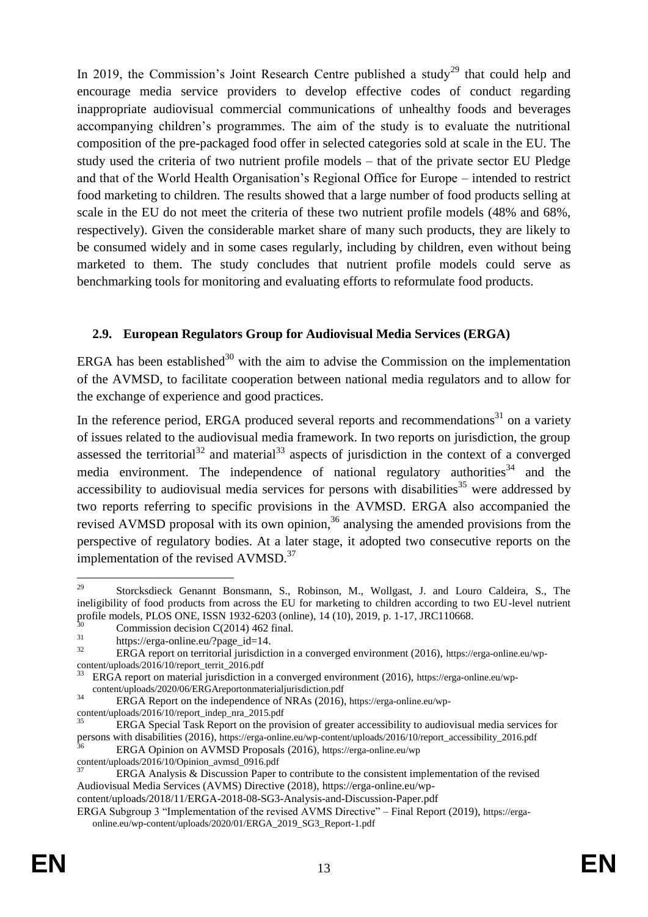In 2019, the Commission's Joint Research Centre published a study[29] that could help and encourage media service providers to develop effective codes of conduct regarding inappropriate audiovisual commercial communications of unhealthy foods and beverages accompanying children's programmes. The aim of the study is to evaluate the nutritional composition of the pre-packaged food offer in selected categories sold at scale in the EU. The study used the criteria of two nutrient profile models – that of the private sector EU Pledge and that of the World Health Organisation's Regional Office for Europe – intended to restrict food marketing to children. The results showed that a large number of food products selling at scale in the EU do not meet the criteria of these two nutrient profile models (48% and 68%, respectively). Given the considerable market share of many such products, they are likely to be consumed widely and in some cases regularly, including by children, even without being marketed to them. The study concludes that nutrient profile models could serve as benchmarking tools for monitoring and evaluating efforts to reformulate food products.

### 2.9. European Regulators Group for Audiovisual Media Services (ERGA)

ERGA has been established[30] with the aim to advise the Commission on the implementation of the AVMSD, to facilitate cooperation between national media regulators and to allow for the exchange of experience and good practices.

In the reference period, ERGA produced several reports and recommendations[31] on a variety of issues related to the audiovisual media framework. In two reports on jurisdiction, the group assessed the territorial[32] and material[33] aspects of jurisdiction in the context of a converged media environment. The independence of national regulatory authorities[34] and the accessibility to audiovisual media services for persons with disabilities[35] were addressed by two reports referring to specific provisions in the AVMSD. ERGA also accompanied the revised AVMSD proposal with its own opinion,[36] analysing the amended provisions from the perspective of regulatory bodies. At a later stage, it adopted two consecutive reports on the implementation of the revised AVMSD.[37]

---

[29] Storcksdieck Genannt Bonsmann, S., Robinson, M., Wollgast, J. and Louro Caldeira, S., The ineligibility of food products from across the EU for marketing to children according to two EU-level nutrient profile models, PLOS ONE, ISSN 1932-6203 (online), 14 (10), 2019, p. 1-17, JRC110668.

[30] Commission decision C(2014) 462 final.

[31] https://erga-online.eu/?page_id=14.

[32] ERGA report on territorial jurisdiction in a converged environment (2016), https://erga-online.eu/wp-content/uploads/2016/10/report_territ_2016.pdf

[33] ERGA report on material jurisdiction in a converged environment (2016), https://erga-online.eu/wp-content/uploads/2020/06/ERGAreportonmaterialjurisdiction.pdf

[34] ERGA Report on the independence of NRAs (2016), https://erga-online.eu/wp-content/uploads/2016/10/report_indep_nra_2015.pdf

[35] ERGA Special Task Report on the provision of greater accessibility to audiovisual media services for persons with disabilities (2016), https://erga-online.eu/wp-content/uploads/2016/10/report_accessibility_2016.pdf

[36] ERGA Opinion on AVMSD Proposals (2016), https://erga-online.eu/wp content/uploads/2016/10/Opinion_avmsd_0916.pdf

[37] ERGA Analysis & Discussion Paper to contribute to the consistent implementation of the revised Audiovisual Media Services (AVMS) Directive (2018), https://erga-online.eu/wp-content/uploads/2018/11/ERGA-2018-08-SG3-Analysis-and-Discussion-Paper.pdf
ERGA Subgroup 3 "Implementation of the revised AVMS Directive" – Final Report (2019), https://erga-online.eu/wp-content/uploads/2020/01/ERGA_2019_SG3_Report-1.pdf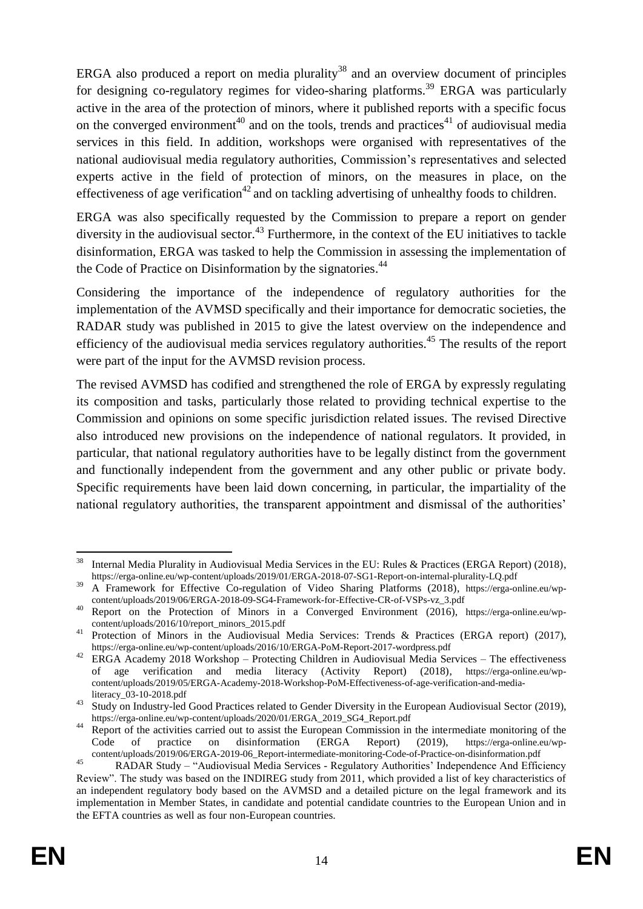ERGA also produced a report on media plurality[38] and an overview document of principles for designing co-regulatory regimes for video-sharing platforms.[39] ERGA was particularly active in the area of the protection of minors, where it published reports with a specific focus on the converged environment[40] and on the tools, trends and practices[41] of audiovisual media services in this field. In addition, workshops were organised with representatives of the national audiovisual media regulatory authorities, Commission's representatives and selected experts active in the field of protection of minors, on the measures in place, on the effectiveness of age verification[42] and on tackling advertising of unhealthy foods to children.

ERGA was also specifically requested by the Commission to prepare a report on gender diversity in the audiovisual sector.[43] Furthermore, in the context of the EU initiatives to tackle disinformation, ERGA was tasked to help the Commission in assessing the implementation of the Code of Practice on Disinformation by the signatories.[44]

Considering the importance of the independence of regulatory authorities for the implementation of the AVMSD specifically and their importance for democratic societies, the RADAR study was published in 2015 to give the latest overview on the independence and efficiency of the audiovisual media services regulatory authorities.[45] The results of the report were part of the input for the AVMSD revision process.

The revised AVMSD has codified and strengthened the role of ERGA by expressly regulating its composition and tasks, particularly those related to providing technical expertise to the Commission and opinions on some specific jurisdiction related issues. The revised Directive also introduced new provisions on the independence of national regulators. It provided, in particular, that national regulatory authorities have to be legally distinct from the government and functionally independent from the government and any other public or private body. Specific requirements have been laid down concerning, in particular, the impartiality of the national regulatory authorities, the transparent appointment and dismissal of the authorities'

---

[38] Internal Media Plurality in Audiovisual Media Services in the EU: Rules & Practices (ERGA Report) (2018), https://erga-online.eu/wp-content/uploads/2019/01/ERGA-2018-07-SG1-Report-on-internal-plurality-LQ.pdf

[39] A Framework for Effective Co-regulation of Video Sharing Platforms (2018), https://erga-online.eu/wp-content/uploads/2019/06/ERGA-2018-09-SG4-Framework-for-Effective-CR-of-VSPs-vz_3.pdf

[40] Report on the Protection of Minors in a Converged Environment (2016), https://erga-online.eu/wp-content/uploads/2016/10/report_minors_2015.pdf

[41] Protection of Minors in the Audiovisual Media Services: Trends & Practices (ERGA report) (2017), https://erga-online.eu/wp-content/uploads/2016/10/ERGA-PoM-Report-2017-wordpress.pdf

[42] ERGA Academy 2018 Workshop – Protecting Children in Audiovisual Media Services – The effectiveness of age verification and media literacy (Activity Report) (2018), https://erga-online.eu/wp-content/uploads/2019/05/ERGA-Academy-2018-Workshop-PoM-Effectiveness-of-age-verification-and-media-literacy_03-10-2018.pdf

[43] Study on Industry-led Good Practices related to Gender Diversity in the European Audiovisual Sector (2019), https://erga-online.eu/wp-content/uploads/2020/01/ERGA_2019_SG4_Report.pdf

[44] Report of the activities carried out to assist the European Commission in the intermediate monitoring of the Code of practice on disinformation (ERGA Report) (2019), https://erga-online.eu/wp-content/uploads/2019/06/ERGA-2019-06_Report-intermediate-monitoring-Code-of-Practice-on-disinformation.pdf

[45] RADAR Study – "Audiovisual Media Services - Regulatory Authorities' Independence And Efficiency Review". The study was based on the INDIREG study from 2011, which provided a list of key characteristics of an independent regulatory body based on the AVMSD and a detailed picture on the legal framework and its implementation in Member States, in candidate and potential candidate countries to the European Union and in the EFTA countries as well as four non-European countries.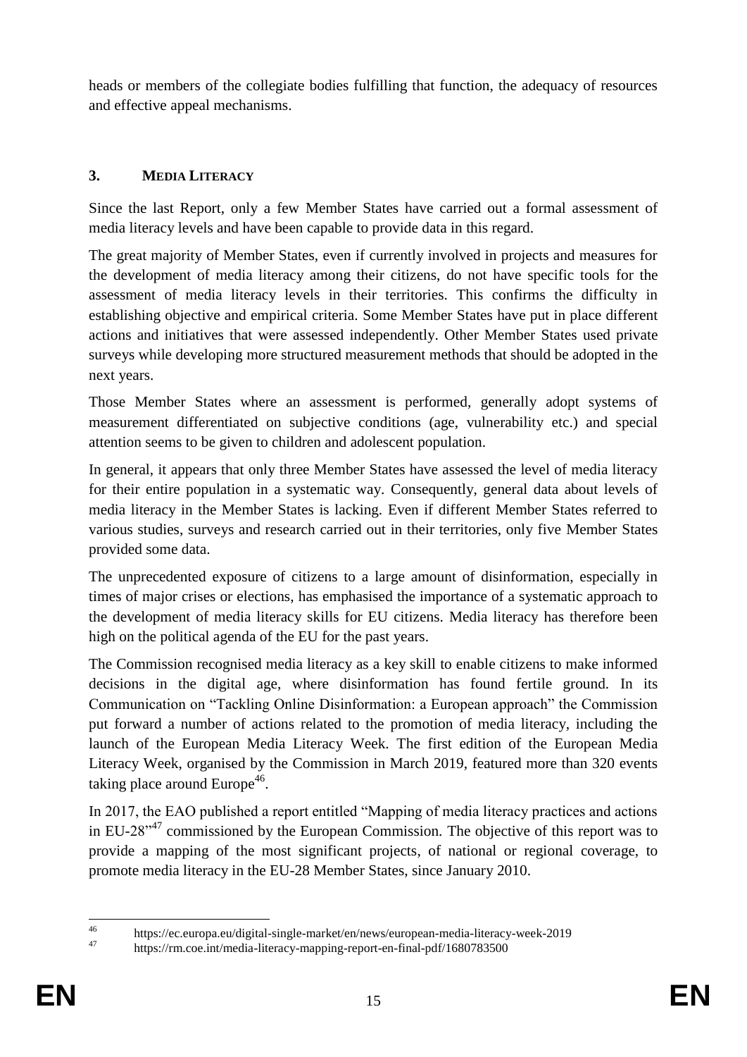heads or members of the collegiate bodies fulfilling that function, the adequacy of resources and effective appeal mechanisms.

## 3. MEDIA LITERACY

Since the last Report, only a few Member States have carried out a formal assessment of media literacy levels and have been capable to provide data in this regard.

The great majority of Member States, even if currently involved in projects and measures for the development of media literacy among their citizens, do not have specific tools for the assessment of media literacy levels in their territories. This confirms the difficulty in establishing objective and empirical criteria. Some Member States have put in place different actions and initiatives that were assessed independently. Other Member States used private surveys while developing more structured measurement methods that should be adopted in the next years.

Those Member States where an assessment is performed, generally adopt systems of measurement differentiated on subjective conditions (age, vulnerability etc.) and special attention seems to be given to children and adolescent population.

In general, it appears that only three Member States have assessed the level of media literacy for their entire population in a systematic way. Consequently, general data about levels of media literacy in the Member States is lacking. Even if different Member States referred to various studies, surveys and research carried out in their territories, only five Member States provided some data.

The unprecedented exposure of citizens to a large amount of disinformation, especially in times of major crises or elections, has emphasised the importance of a systematic approach to the development of media literacy skills for EU citizens. Media literacy has therefore been high on the political agenda of the EU for the past years.

The Commission recognised media literacy as a key skill to enable citizens to make informed decisions in the digital age, where disinformation has found fertile ground. In its Communication on "Tackling Online Disinformation: a European approach" the Commission put forward a number of actions related to the promotion of media literacy, including the launch of the European Media Literacy Week. The first edition of the European Media Literacy Week, organised by the Commission in March 2019, featured more than 320 events taking place around Europe[46].

In 2017, the EAO published a report entitled "Mapping of media literacy practices and actions in EU-28"[47] commissioned by the European Commission. The objective of this report was to provide a mapping of the most significant projects, of national or regional coverage, to promote media literacy in the EU-28 Member States, since January 2010.

---

[46] https://ec.europa.eu/digital-single-market/en/news/european-media-literacy-week-2019

[47] https://rm.coe.int/media-literacy-mapping-report-en-final-pdf/1680783500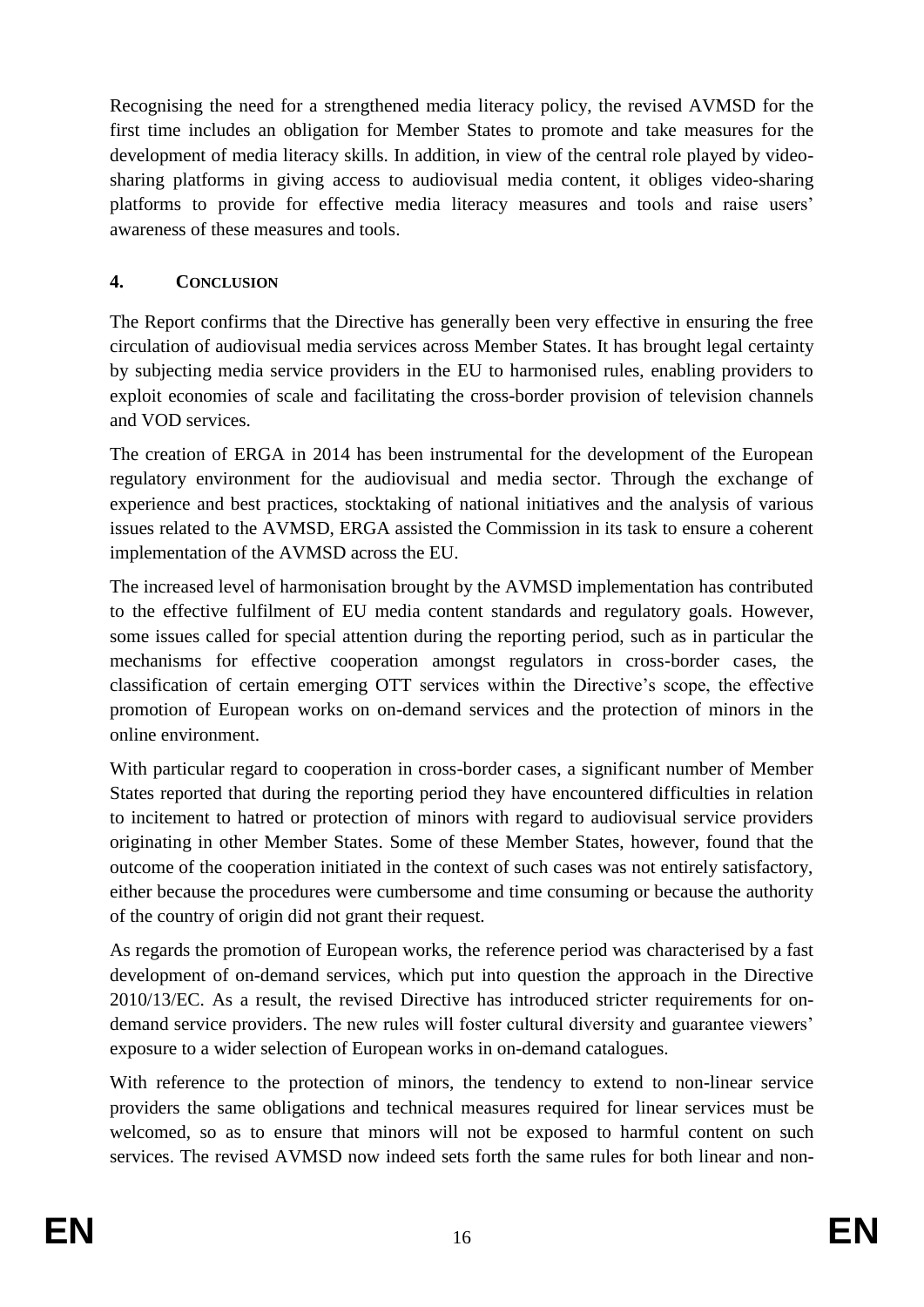Recognising the need for a strengthened media literacy policy, the revised AVMSD for the first time includes an obligation for Member States to promote and take measures for the development of media literacy skills. In addition, in view of the central role played by video-sharing platforms in giving access to audiovisual media content, it obliges video-sharing platforms to provide for effective media literacy measures and tools and raise users' awareness of these measures and tools.

## 4. CONCLUSION

The Report confirms that the Directive has generally been very effective in ensuring the free circulation of audiovisual media services across Member States. It has brought legal certainty by subjecting media service providers in the EU to harmonised rules, enabling providers to exploit economies of scale and facilitating the cross-border provision of television channels and VOD services.

The creation of ERGA in 2014 has been instrumental for the development of the European regulatory environment for the audiovisual and media sector. Through the exchange of experience and best practices, stocktaking of national initiatives and the analysis of various issues related to the AVMSD, ERGA assisted the Commission in its task to ensure a coherent implementation of the AVMSD across the EU.

The increased level of harmonisation brought by the AVMSD implementation has contributed to the effective fulfilment of EU media content standards and regulatory goals. However, some issues called for special attention during the reporting period, such as in particular the mechanisms for effective cooperation amongst regulators in cross-border cases, the classification of certain emerging OTT services within the Directive's scope, the effective promotion of European works on on-demand services and the protection of minors in the online environment.

With particular regard to cooperation in cross-border cases, a significant number of Member States reported that during the reporting period they have encountered difficulties in relation to incitement to hatred or protection of minors with regard to audiovisual service providers originating in other Member States. Some of these Member States, however, found that the outcome of the cooperation initiated in the context of such cases was not entirely satisfactory, either because the procedures were cumbersome and time consuming or because the authority of the country of origin did not grant their request.

As regards the promotion of European works, the reference period was characterised by a fast development of on-demand services, which put into question the approach in the Directive 2010/13/EC. As a result, the revised Directive has introduced stricter requirements for on-demand service providers. The new rules will foster cultural diversity and guarantee viewers' exposure to a wider selection of European works in on-demand catalogues.

With reference to the protection of minors, the tendency to extend to non-linear service providers the same obligations and technical measures required for linear services must be welcomed, so as to ensure that minors will not be exposed to harmful content on such services. The revised AVMSD now indeed sets forth the same rules for both linear and non-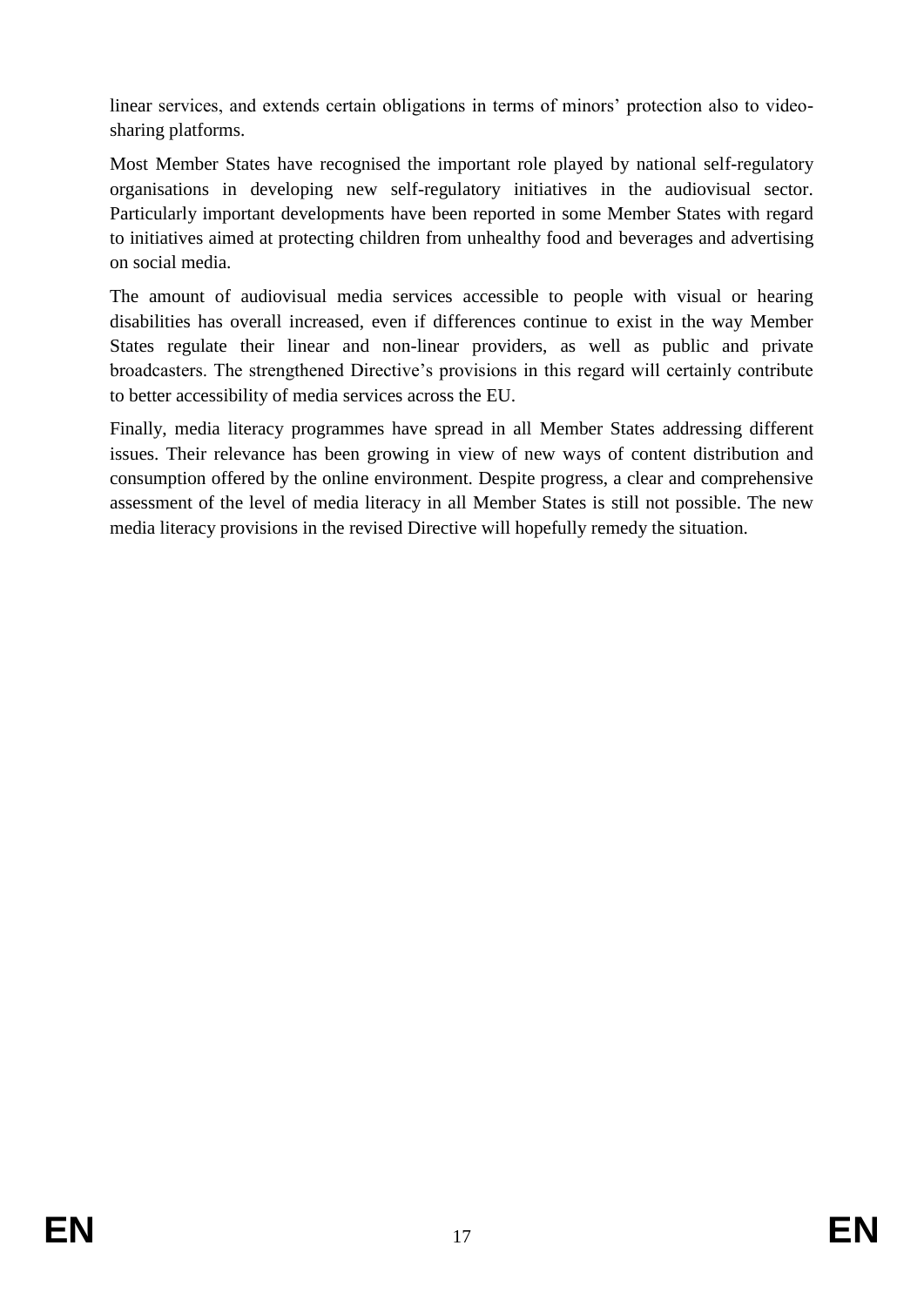linear services, and extends certain obligations in terms of minors' protection also to video-sharing platforms.

Most Member States have recognised the important role played by national self-regulatory organisations in developing new self-regulatory initiatives in the audiovisual sector. Particularly important developments have been reported in some Member States with regard to initiatives aimed at protecting children from unhealthy food and beverages and advertising on social media.

The amount of audiovisual media services accessible to people with visual or hearing disabilities has overall increased, even if differences continue to exist in the way Member States regulate their linear and non-linear providers, as well as public and private broadcasters. The strengthened Directive's provisions in this regard will certainly contribute to better accessibility of media services across the EU.

Finally, media literacy programmes have spread in all Member States addressing different issues. Their relevance has been growing in view of new ways of content distribution and consumption offered by the online environment. Despite progress, a clear and comprehensive assessment of the level of media literacy in all Member States is still not possible. The new media literacy provisions in the revised Directive will hopefully remedy the situation.